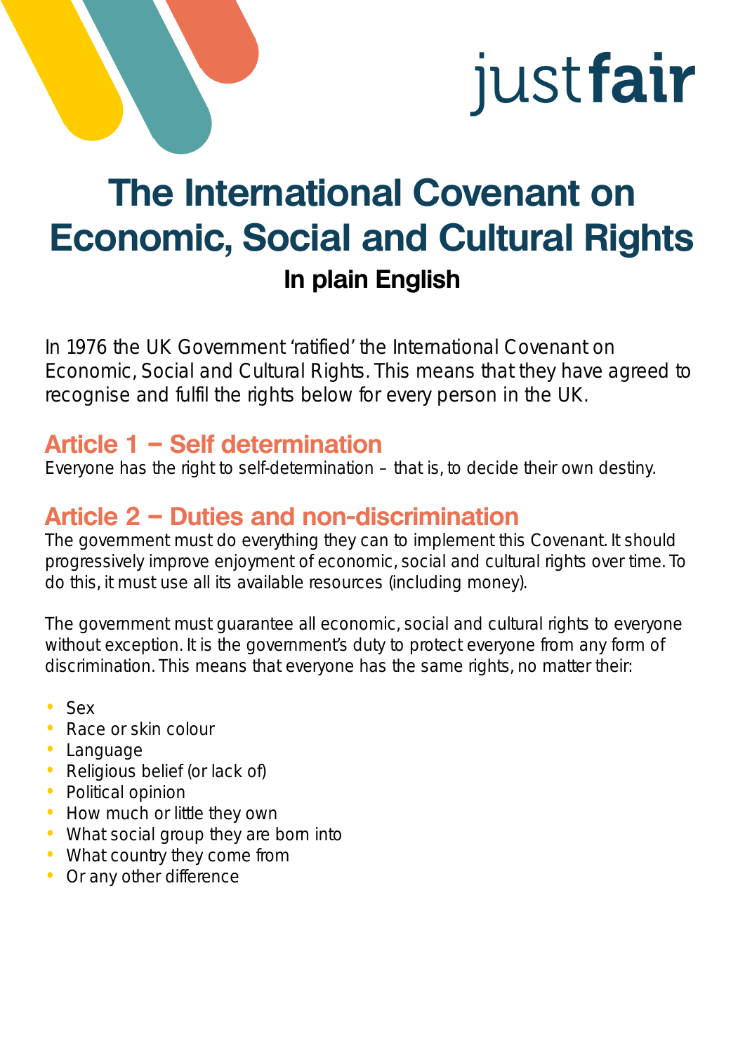justfair

# The International Covenant on Economic, Social and Cultural Rights

**In plain English**

In 1976 the UK Government 'ratified' the International Covenant on Economic, Social and Cultural Rights. This means that they have agreed to recognise and fulfil the rights below for every person in the UK.

## Article 1 – Self determination

Everyone has the right to self-determination – that is, to decide their own destiny.

## Article 2 – Duties and non-discrimination

The government must do everything they can to implement this Covenant. It should progressively improve enjoyment of economic, social and cultural rights over time. To do this, it must use all its available resources (including money).

The government must guarantee all economic, social and cultural rights to everyone without exception. It is the government's duty to protect everyone from any form of discrimination. This means that everyone has the same rights, no matter their:

- Sex
- Race or skin colour
- Language
- Religious belief (or lack of)
- Political opinion
- How much or little they own
- What social group they are born into
- What country they come from
- Or any other difference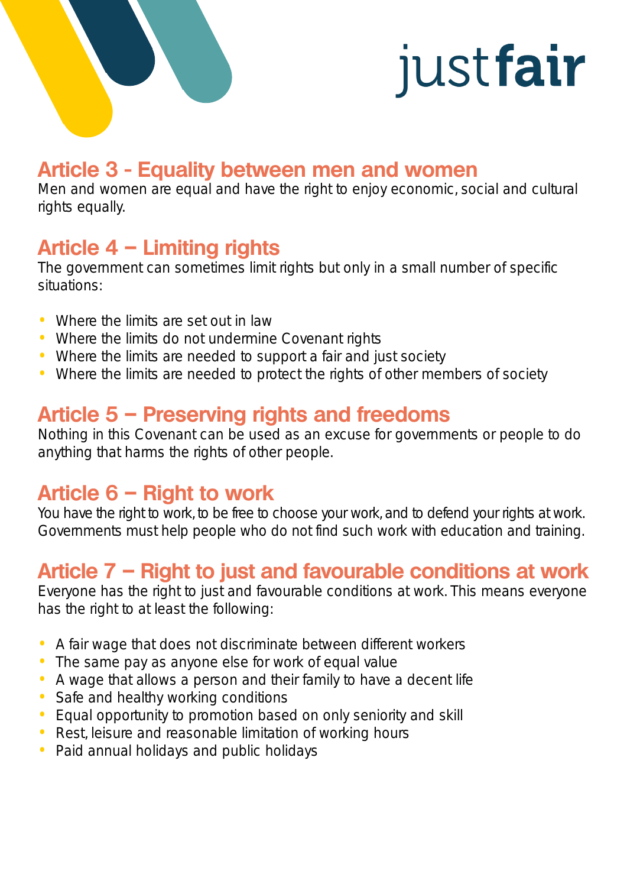## Article 3 - Equality between men and women

Men and women are equal and have the right to enjoy economic, social and cultural rights equally.

## Article 4 – Limiting rights

The government can sometimes limit rights but only in a small number of specific situations:

- Where the limits are set out in law
- Where the limits do not undermine Covenant rights
- Where the limits are needed to support a fair and just society
- Where the limits are needed to protect the rights of other members of society

## Article 5 – Preserving rights and freedoms

Nothing in this Covenant can be used as an excuse for governments or people to do anything that harms the rights of other people.

## Article 6 – Right to work

You have the right to work, to be free to choose your work, and to defend your rights at work. Governments must help people who do not find such work with education and training.

## Article 7 – Right to just and favourable conditions at work

Everyone has the right to just and favourable conditions at work. This means everyone has the right to at least the following:

- A fair wage that does not discriminate between different workers
- The same pay as anyone else for work of equal value
- A wage that allows a person and their family to have a decent life
- Safe and healthy working conditions
- Equal opportunity to promotion based on only seniority and skill
- Rest, leisure and reasonable limitation of working hours
- Paid annual holidays and public holidays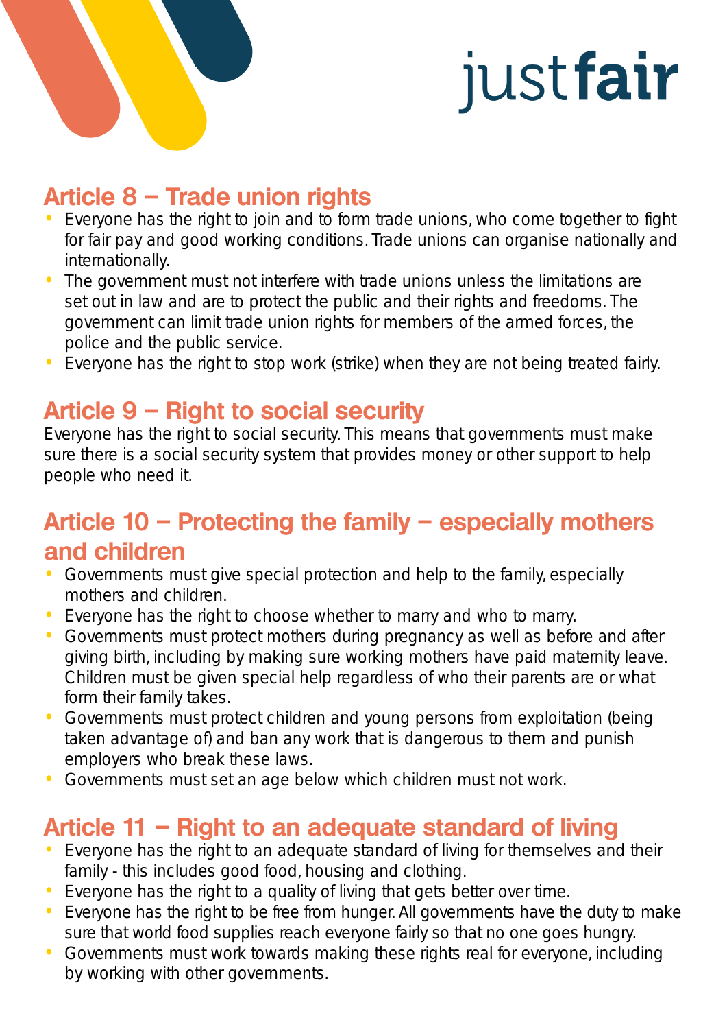## Article 8 – Trade union rights

- Everyone has the right to join and to form trade unions, who come together to fight for fair pay and good working conditions. Trade unions can organise nationally and internationally.
- The government must not interfere with trade unions unless the limitations are set out in law and are to protect the public and their rights and freedoms. The government can limit trade union rights for members of the armed forces, the police and the public service.
- Everyone has the right to stop work (strike) when they are not being treated fairly.

## Article 9 – Right to social security

Everyone has the right to social security. This means that governments must make sure there is a social security system that provides money or other support to help people who need it.

## Article 10 – Protecting the family – especially mothers and children

- Governments must give special protection and help to the family, especially mothers and children.
- Everyone has the right to choose whether to marry and who to marry.
- Governments must protect mothers during pregnancy as well as before and after giving birth, including by making sure working mothers have paid maternity leave. Children must be given special help regardless of who their parents are or what form their family takes.
- Governments must protect children and young persons from exploitation (being taken advantage of) and ban any work that is dangerous to them and punish employers who break these laws.
- Governments must set an age below which children must not work.

## Article 11 – Right to an adequate standard of living

- Everyone has the right to an adequate standard of living for themselves and their family - this includes good food, housing and clothing.
- Everyone has the right to a quality of living that gets better over time.
- Everyone has the right to be free from hunger. All governments have the duty to make sure that world food supplies reach everyone fairly so that no one goes hungry.
- Governments must work towards making these rights real for everyone, including by working with other governments.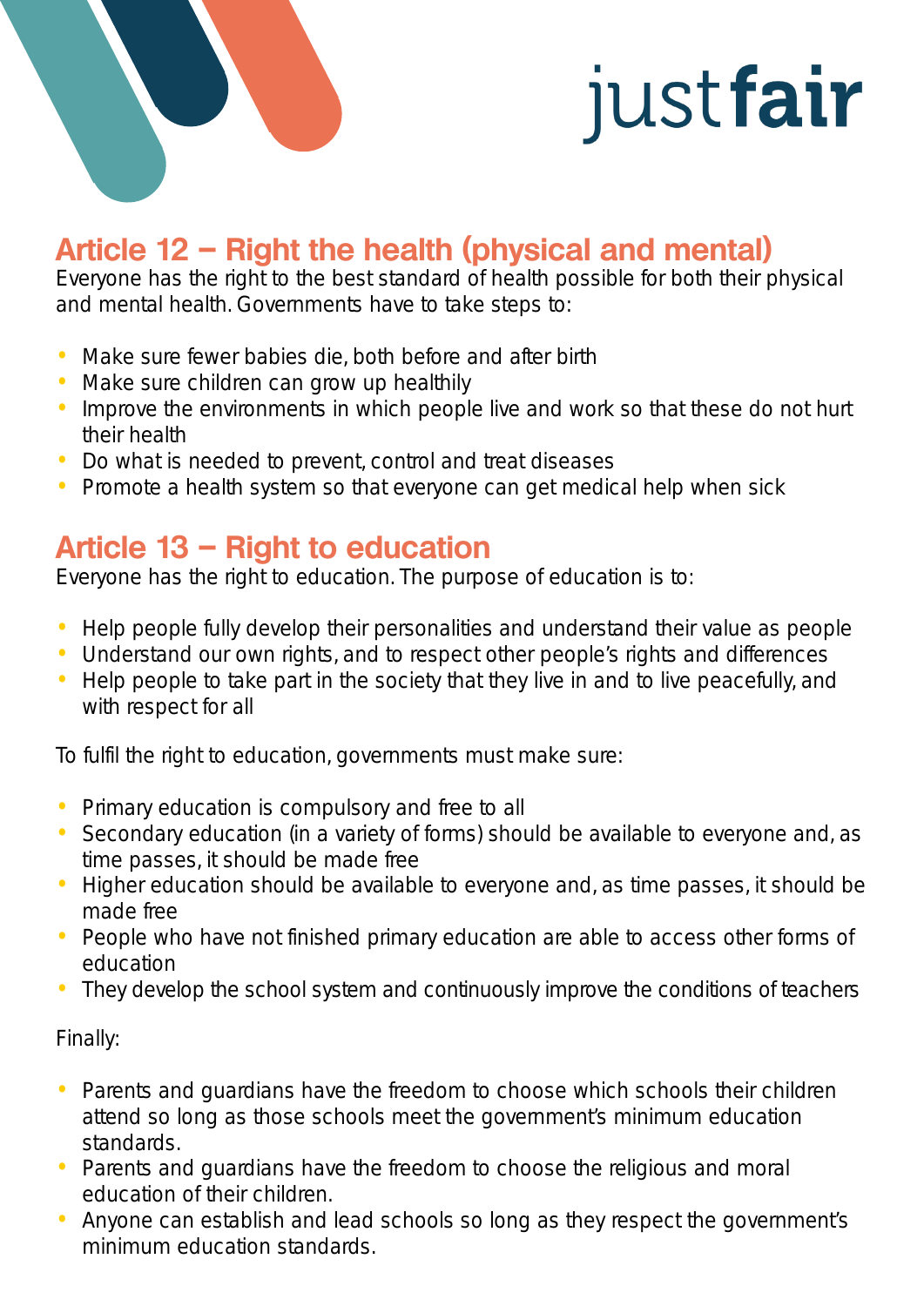## Article 12 – Right the health (physical and mental)

Everyone has the right to the best standard of health possible for both their physical and mental health. Governments have to take steps to:

- Make sure fewer babies die, both before and after birth
- Make sure children can grow up healthily
- Improve the environments in which people live and work so that these do not hurt their health
- Do what is needed to prevent, control and treat diseases
- Promote a health system so that everyone can get medical help when sick

## Article 13 – Right to education

Everyone has the right to education. The purpose of education is to:

- Help people fully develop their personalities and understand their value as people
- Understand our own rights, and to respect other people's rights and differences
- Help people to take part in the society that they live in and to live peacefully, and with respect for all

To fulfil the right to education, governments must make sure:

- Primary education is compulsory and free to all
- Secondary education (in a variety of forms) should be available to everyone and, as time passes, it should be made free
- Higher education should be available to everyone and, as time passes, it should be made free
- People who have not finished primary education are able to access other forms of education
- They develop the school system and continuously improve the conditions of teachers

Finally:

- Parents and guardians have the freedom to choose which schools their children attend so long as those schools meet the government's minimum education standards.
- Parents and guardians have the freedom to choose the religious and moral education of their children.
- Anyone can establish and lead schools so long as they respect the government's minimum education standards.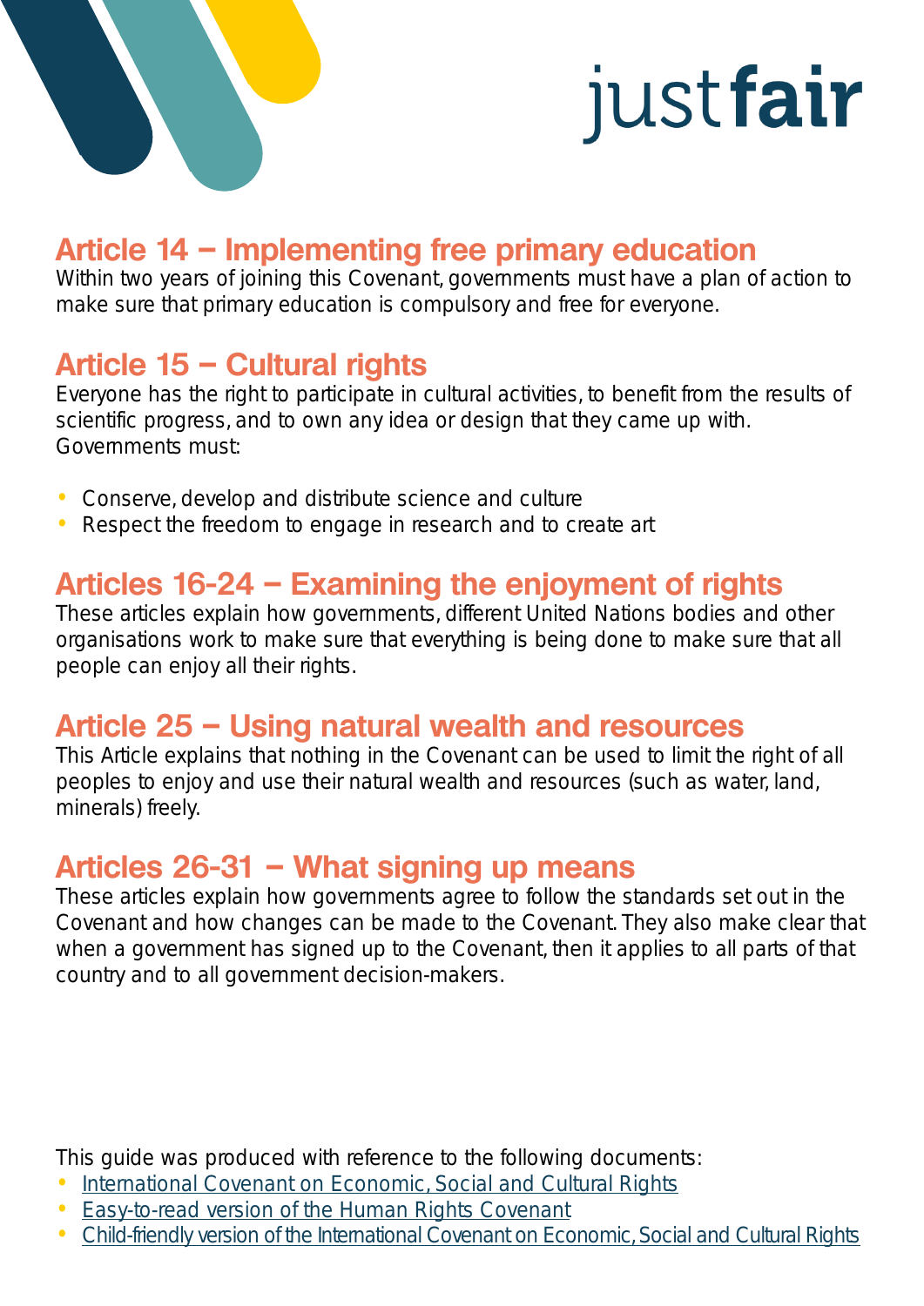## Article 14 – Implementing free primary education

Within two years of joining this Covenant, governments must have a plan of action to make sure that primary education is compulsory and free for everyone.

## Article 15 – Cultural rights

Everyone has the right to participate in cultural activities, to benefit from the results of scientific progress, and to own any idea or design that they came up with. Governments must:

- Conserve, develop and distribute science and culture
- Respect the freedom to engage in research and to create art

## Articles 16-24 – Examining the enjoyment of rights

These articles explain how governments, different United Nations bodies and other organisations work to make sure that everything is being done to make sure that all people can enjoy all their rights.

## Article 25 – Using natural wealth and resources

This Article explains that nothing in the Covenant can be used to limit the right of all peoples to enjoy and use their natural wealth and resources (such as water, land, minerals) freely.

## Articles 26-31 – What signing up means

These articles explain how governments agree to follow the standards set out in the Covenant and how changes can be made to the Covenant. They also make clear that when a government has signed up to the Covenant, then it applies to all parts of that country and to all government decision-makers.

This guide was produced with reference to the following documents:

- International Covenant on Economic, Social and Cultural Rights
- Easy-to-read version of the Human Rights Covenant
- Child-friendly version of the International Covenant on Economic, Social and Cultural Rights